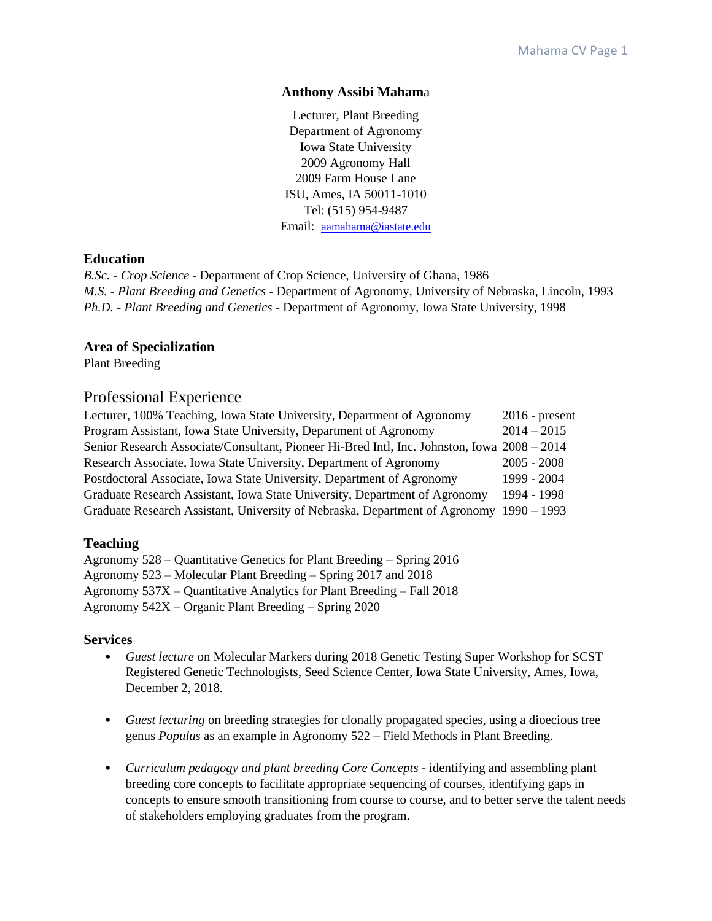**Anthony Assibi Mahama**

Lecturer, Plant Breeding
Department of Agronomy
Iowa State University
2009 Agronomy Hall
2009 Farm House Lane
ISU, Ames, IA 50011-1010
Tel: (515) 954-9487
Email: aamahama@iastate.edu

## Education

*B.Sc. - Crop Science* - Department of Crop Science, University of Ghana, 1986
*M.S. - Plant Breeding and Genetics* - Department of Agronomy, University of Nebraska, Lincoln, 1993
*Ph.D. - Plant Breeding and Genetics* - Department of Agronomy, Iowa State University, 1998

## Area of Specialization

Plant Breeding

## Professional Experience

| | |
|---|---|
| Lecturer, 100% Teaching, Iowa State University, Department of Agronomy | 2016 - present |
| Program Assistant, Iowa State University, Department of Agronomy | 2014 – 2015 |
| Senior Research Associate/Consultant, Pioneer Hi-Bred Intl, Inc. Johnston, Iowa | 2008 – 2014 |
| Research Associate, Iowa State University, Department of Agronomy | 2005 - 2008 |
| Postdoctoral Associate, Iowa State University, Department of Agronomy | 1999 - 2004 |
| Graduate Research Assistant, Iowa State University, Department of Agronomy | 1994 - 1998 |
| Graduate Research Assistant, University of Nebraska, Department of Agronomy | 1990 – 1993 |

## Teaching

Agronomy 528 – Quantitative Genetics for Plant Breeding – Spring 2016
Agronomy 523 – Molecular Plant Breeding – Spring 2017 and 2018
Agronomy 537X – Quantitative Analytics for Plant Breeding – Fall 2018
Agronomy 542X – Organic Plant Breeding – Spring 2020

## Services

- *Guest lecture* on Molecular Markers during 2018 Genetic Testing Super Workshop for SCST Registered Genetic Technologists, Seed Science Center, Iowa State University, Ames, Iowa, December 2, 2018.

- *Guest lecturing* on breeding strategies for clonally propagated species, using a dioecious tree genus *Populus* as an example in Agronomy 522 – Field Methods in Plant Breeding.

- *Curriculum pedagogy and plant breeding Core Concepts* - identifying and assembling plant breeding core concepts to facilitate appropriate sequencing of courses, identifying gaps in concepts to ensure smooth transitioning from course to course, and to better serve the talent needs of stakeholders employing graduates from the program.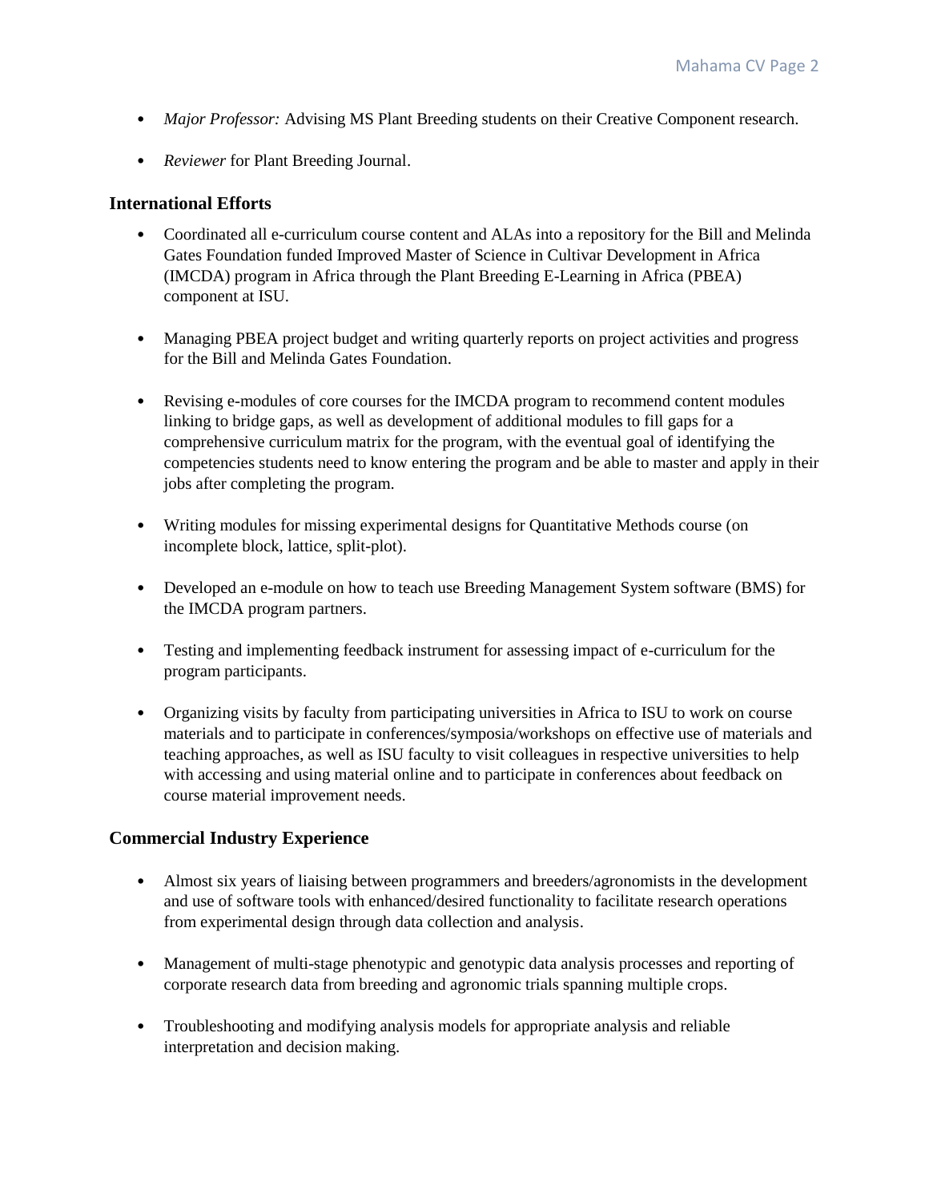- *Major Professor:* Advising MS Plant Breeding students on their Creative Component research.

- *Reviewer* for Plant Breeding Journal.

### International Efforts

- Coordinated all e-curriculum course content and ALAs into a repository for the Bill and Melinda Gates Foundation funded Improved Master of Science in Cultivar Development in Africa (IMCDA) program in Africa through the Plant Breeding E-Learning in Africa (PBEA) component at ISU.

- Managing PBEA project budget and writing quarterly reports on project activities and progress for the Bill and Melinda Gates Foundation.

- Revising e-modules of core courses for the IMCDA program to recommend content modules linking to bridge gaps, as well as development of additional modules to fill gaps for a comprehensive curriculum matrix for the program, with the eventual goal of identifying the competencies students need to know entering the program and be able to master and apply in their jobs after completing the program.

- Writing modules for missing experimental designs for Quantitative Methods course (on incomplete block, lattice, split-plot).

- Developed an e-module on how to teach use Breeding Management System software (BMS) for the IMCDA program partners.

- Testing and implementing feedback instrument for assessing impact of e-curriculum for the program participants.

- Organizing visits by faculty from participating universities in Africa to ISU to work on course materials and to participate in conferences/symposia/workshops on effective use of materials and teaching approaches, as well as ISU faculty to visit colleagues in respective universities to help with accessing and using material online and to participate in conferences about feedback on course material improvement needs.

### Commercial Industry Experience

- Almost six years of liaising between programmers and breeders/agronomists in the development and use of software tools with enhanced/desired functionality to facilitate research operations from experimental design through data collection and analysis.

- Management of multi-stage phenotypic and genotypic data analysis processes and reporting of corporate research data from breeding and agronomic trials spanning multiple crops.

- Troubleshooting and modifying analysis models for appropriate analysis and reliable interpretation and decision making.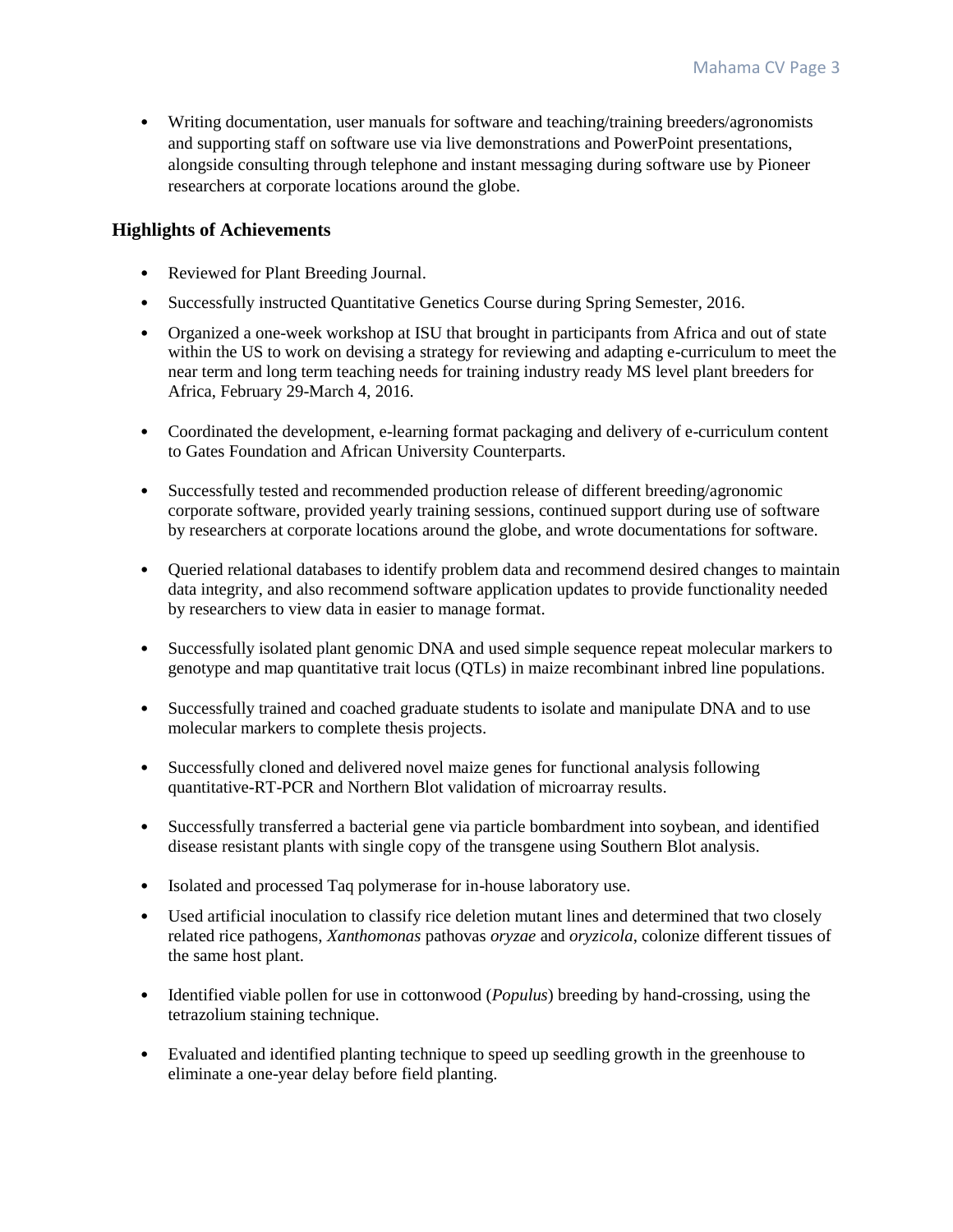- Writing documentation, user manuals for software and teaching/training breeders/agronomists and supporting staff on software use via live demonstrations and PowerPoint presentations, alongside consulting through telephone and instant messaging during software use by Pioneer researchers at corporate locations around the globe.

### Highlights of Achievements

- Reviewed for Plant Breeding Journal.
- Successfully instructed Quantitative Genetics Course during Spring Semester, 2016.
- Organized a one-week workshop at ISU that brought in participants from Africa and out of state within the US to work on devising a strategy for reviewing and adapting e-curriculum to meet the near term and long term teaching needs for training industry ready MS level plant breeders for Africa, February 29-March 4, 2016.
- Coordinated the development, e-learning format packaging and delivery of e-curriculum content to Gates Foundation and African University Counterparts.
- Successfully tested and recommended production release of different breeding/agronomic corporate software, provided yearly training sessions, continued support during use of software by researchers at corporate locations around the globe, and wrote documentations for software.
- Queried relational databases to identify problem data and recommend desired changes to maintain data integrity, and also recommend software application updates to provide functionality needed by researchers to view data in easier to manage format.
- Successfully isolated plant genomic DNA and used simple sequence repeat molecular markers to genotype and map quantitative trait locus (QTLs) in maize recombinant inbred line populations.
- Successfully trained and coached graduate students to isolate and manipulate DNA and to use molecular markers to complete thesis projects.
- Successfully cloned and delivered novel maize genes for functional analysis following quantitative-RT-PCR and Northern Blot validation of microarray results.
- Successfully transferred a bacterial gene via particle bombardment into soybean, and identified disease resistant plants with single copy of the transgene using Southern Blot analysis.
- Isolated and processed Taq polymerase for in-house laboratory use.
- Used artificial inoculation to classify rice deletion mutant lines and determined that two closely related rice pathogens, *Xanthomonas* pathovas *oryzae* and *oryzicola*, colonize different tissues of the same host plant.
- Identified viable pollen for use in cottonwood (*Populus*) breeding by hand-crossing, using the tetrazolium staining technique.
- Evaluated and identified planting technique to speed up seedling growth in the greenhouse to eliminate a one-year delay before field planting.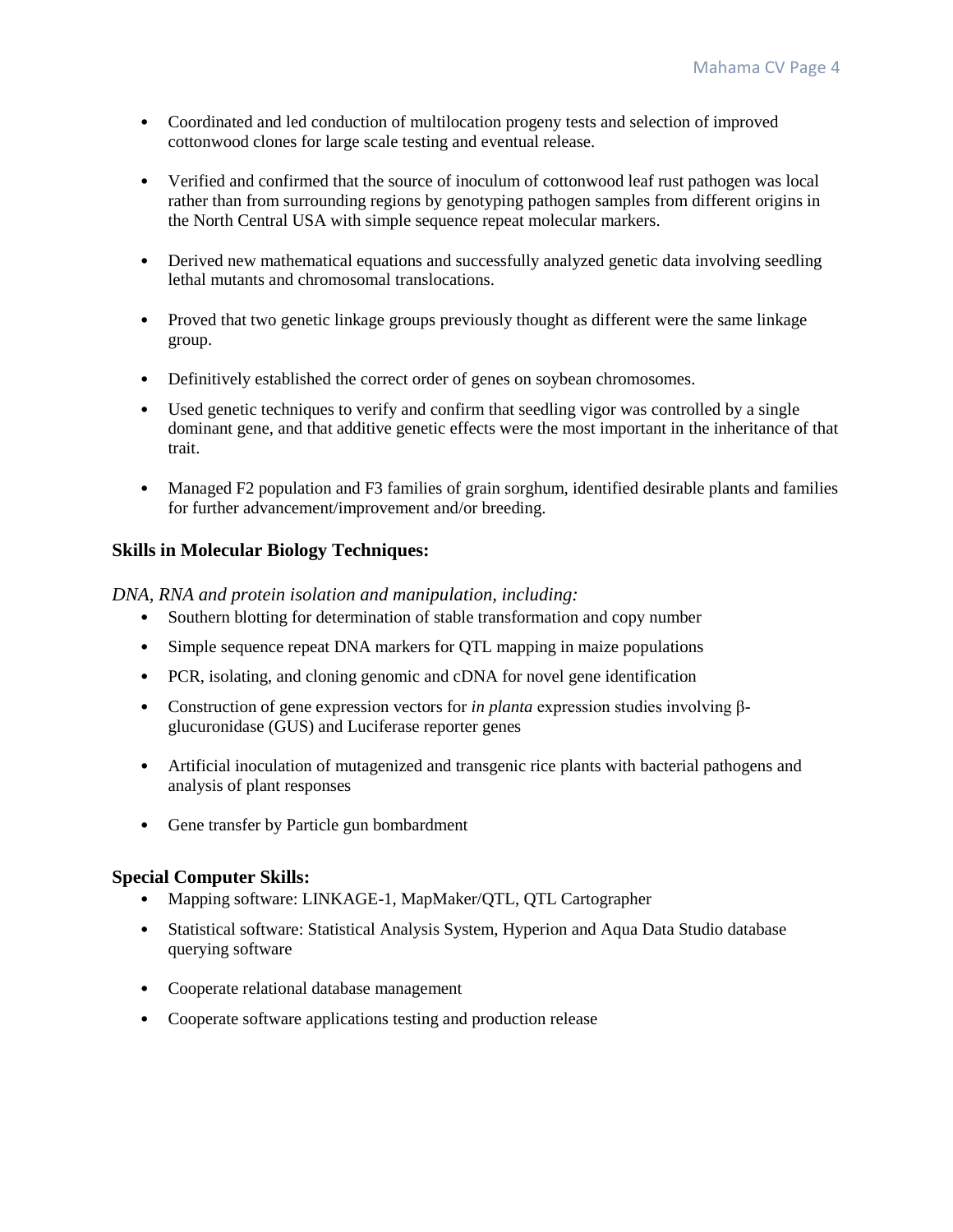- Coordinated and led conduction of multilocation progeny tests and selection of improved cottonwood clones for large scale testing and eventual release.

- Verified and confirmed that the source of inoculum of cottonwood leaf rust pathogen was local rather than from surrounding regions by genotyping pathogen samples from different origins in the North Central USA with simple sequence repeat molecular markers.

- Derived new mathematical equations and successfully analyzed genetic data involving seedling lethal mutants and chromosomal translocations.

- Proved that two genetic linkage groups previously thought as different were the same linkage group.

- Definitively established the correct order of genes on soybean chromosomes.

- Used genetic techniques to verify and confirm that seedling vigor was controlled by a single dominant gene, and that additive genetic effects were the most important in the inheritance of that trait.

- Managed F2 population and F3 families of grain sorghum, identified desirable plants and families for further advancement/improvement and/or breeding.

**Skills in Molecular Biology Techniques:**

*DNA, RNA and protein isolation and manipulation, including:*

- Southern blotting for determination of stable transformation and copy number
- Simple sequence repeat DNA markers for QTL mapping in maize populations
- PCR, isolating, and cloning genomic and cDNA for novel gene identification
- Construction of gene expression vectors for *in planta* expression studies involving β-glucuronidase (GUS) and Luciferase reporter genes
- Artificial inoculation of mutagenized and transgenic rice plants with bacterial pathogens and analysis of plant responses
- Gene transfer by Particle gun bombardment

**Special Computer Skills:**

- Mapping software: LINKAGE-1, MapMaker/QTL, QTL Cartographer
- Statistical software: Statistical Analysis System, Hyperion and Aqua Data Studio database querying software
- Cooperate relational database management
- Cooperate software applications testing and production release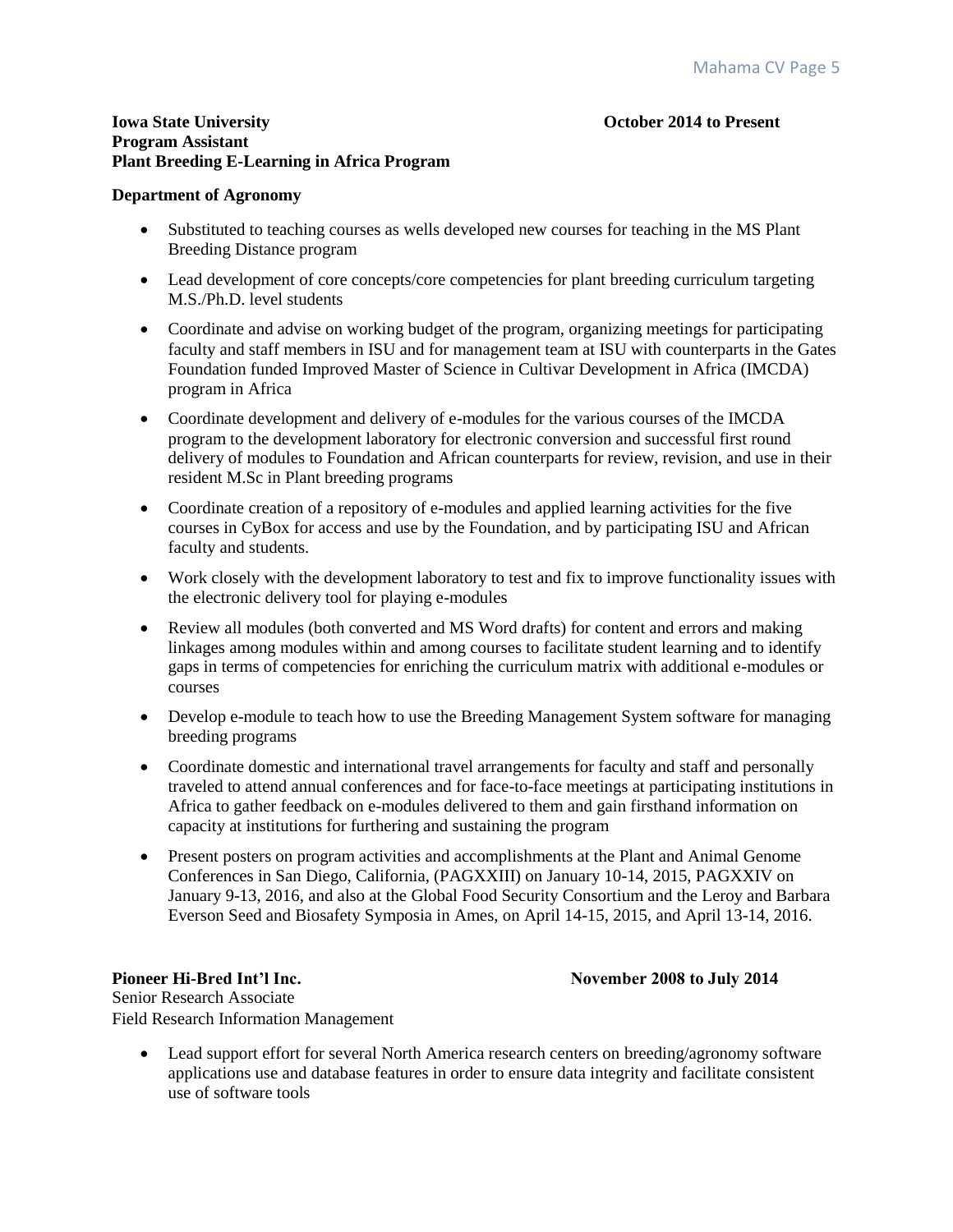**Iowa State University** **October 2014 to Present**
**Program Assistant**
**Plant Breeding E-Learning in Africa Program**

**Department of Agronomy**

- Substituted to teaching courses as wells developed new courses for teaching in the MS Plant Breeding Distance program
- Lead development of core concepts/core competencies for plant breeding curriculum targeting M.S./Ph.D. level students
- Coordinate and advise on working budget of the program, organizing meetings for participating faculty and staff members in ISU and for management team at ISU with counterparts in the Gates Foundation funded Improved Master of Science in Cultivar Development in Africa (IMCDA) program in Africa
- Coordinate development and delivery of e-modules for the various courses of the IMCDA program to the development laboratory for electronic conversion and successful first round delivery of modules to Foundation and African counterparts for review, revision, and use in their resident M.Sc in Plant breeding programs
- Coordinate creation of a repository of e-modules and applied learning activities for the five courses in CyBox for access and use by the Foundation, and by participating ISU and African faculty and students.
- Work closely with the development laboratory to test and fix to improve functionality issues with the electronic delivery tool for playing e-modules
- Review all modules (both converted and MS Word drafts) for content and errors and making linkages among modules within and among courses to facilitate student learning and to identify gaps in terms of competencies for enriching the curriculum matrix with additional e-modules or courses
- Develop e-module to teach how to use the Breeding Management System software for managing breeding programs
- Coordinate domestic and international travel arrangements for faculty and staff and personally traveled to attend annual conferences and for face-to-face meetings at participating institutions in Africa to gather feedback on e-modules delivered to them and gain firsthand information on capacity at institutions for furthering and sustaining the program
- Present posters on program activities and accomplishments at the Plant and Animal Genome Conferences in San Diego, California, (PAGXXIII) on January 10-14, 2015, PAGXXIV on January 9-13, 2016, and also at the Global Food Security Consortium and the Leroy and Barbara Everson Seed and Biosafety Symposia in Ames, on April 14-15, 2015, and April 13-14, 2016.

**Pioneer Hi-Bred Int'l Inc.** **November 2008 to July 2014**
Senior Research Associate
Field Research Information Management

- Lead support effort for several North America research centers on breeding/agronomy software applications use and database features in order to ensure data integrity and facilitate consistent use of software tools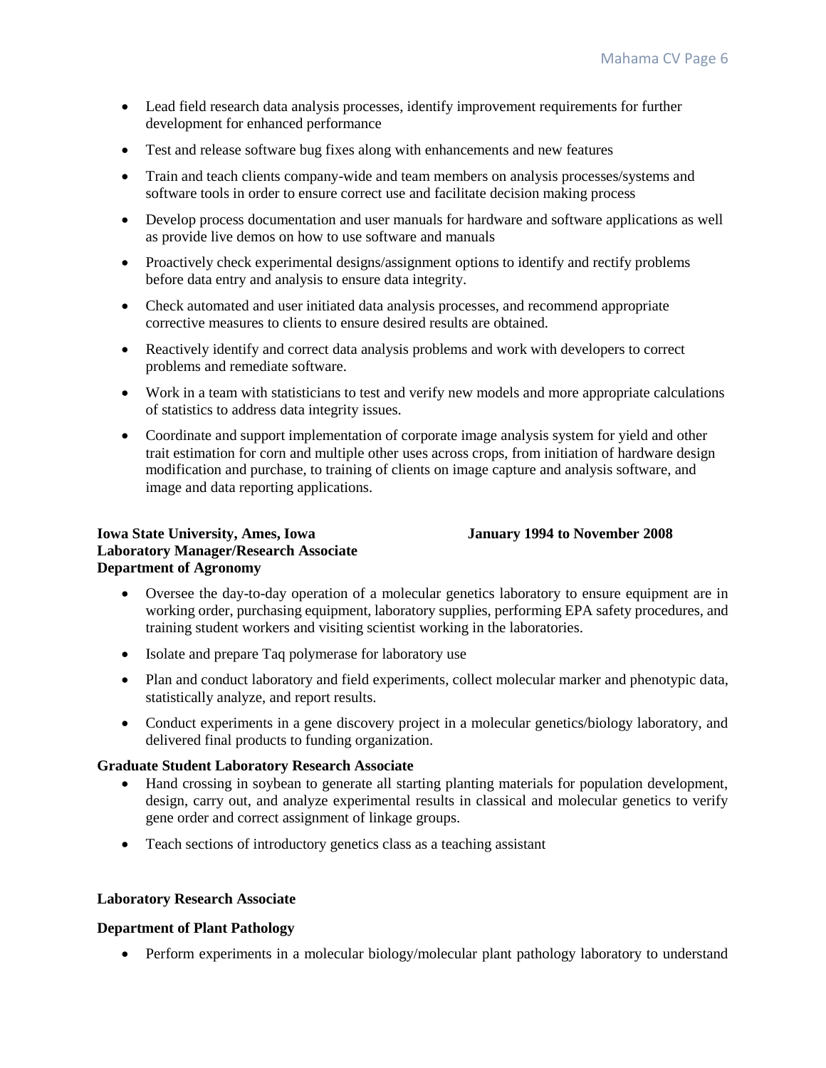- Lead field research data analysis processes, identify improvement requirements for further development for enhanced performance
- Test and release software bug fixes along with enhancements and new features
- Train and teach clients company-wide and team members on analysis processes/systems and software tools in order to ensure correct use and facilitate decision making process
- Develop process documentation and user manuals for hardware and software applications as well as provide live demos on how to use software and manuals
- Proactively check experimental designs/assignment options to identify and rectify problems before data entry and analysis to ensure data integrity.
- Check automated and user initiated data analysis processes, and recommend appropriate corrective measures to clients to ensure desired results are obtained.
- Reactively identify and correct data analysis problems and work with developers to correct problems and remediate software.
- Work in a team with statisticians to test and verify new models and more appropriate calculations of statistics to address data integrity issues.
- Coordinate and support implementation of corporate image analysis system for yield and other trait estimation for corn and multiple other uses across crops, from initiation of hardware design modification and purchase, to training of clients on image capture and analysis software, and image and data reporting applications.

**Iowa State University, Ames, Iowa** **January 1994 to November 2008**
**Laboratory Manager/Research Associate**
**Department of Agronomy**

- Oversee the day-to-day operation of a molecular genetics laboratory to ensure equipment are in working order, purchasing equipment, laboratory supplies, performing EPA safety procedures, and training student workers and visiting scientist working in the laboratories.
- Isolate and prepare Taq polymerase for laboratory use
- Plan and conduct laboratory and field experiments, collect molecular marker and phenotypic data, statistically analyze, and report results.
- Conduct experiments in a gene discovery project in a molecular genetics/biology laboratory, and delivered final products to funding organization.

**Graduate Student Laboratory Research Associate**

- Hand crossing in soybean to generate all starting planting materials for population development, design, carry out, and analyze experimental results in classical and molecular genetics to verify gene order and correct assignment of linkage groups.
- Teach sections of introductory genetics class as a teaching assistant

**Laboratory Research Associate**

**Department of Plant Pathology**

- Perform experiments in a molecular biology/molecular plant pathology laboratory to understand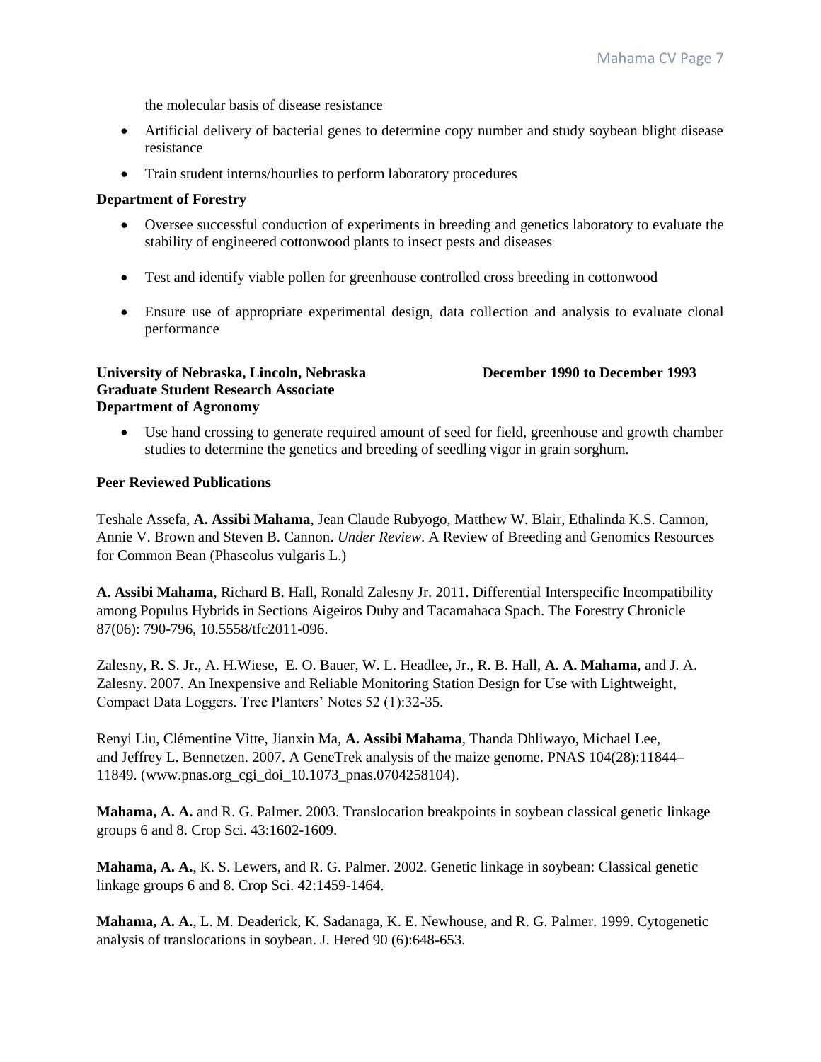the molecular basis of disease resistance

- Artificial delivery of bacterial genes to determine copy number and study soybean blight disease resistance
- Train student interns/hourlies to perform laboratory procedures

**Department of Forestry**

- Oversee successful conduction of experiments in breeding and genetics laboratory to evaluate the stability of engineered cottonwood plants to insect pests and diseases
- Test and identify viable pollen for greenhouse controlled cross breeding in cottonwood
- Ensure use of appropriate experimental design, data collection and analysis to evaluate clonal performance

**University of Nebraska, Lincoln, Nebraska** **December 1990 to December 1993**
**Graduate Student Research Associate**
**Department of Agronomy**

- Use hand crossing to generate required amount of seed for field, greenhouse and growth chamber studies to determine the genetics and breeding of seedling vigor in grain sorghum.

**Peer Reviewed Publications**

Teshale Assefa, **A. Assibi Mahama**, Jean Claude Rubyogo, Matthew W. Blair, Ethalinda K.S. Cannon, Annie V. Brown and Steven B. Cannon. *Under Review*. A Review of Breeding and Genomics Resources for Common Bean (Phaseolus vulgaris L.)

**A. Assibi Mahama**, Richard B. Hall, Ronald Zalesny Jr. 2011. Differential Interspecific Incompatibility among Populus Hybrids in Sections Aigeiros Duby and Tacamahaca Spach. The Forestry Chronicle 87(06): 790-796, 10.5558/tfc2011-096.

Zalesny, R. S. Jr., A. H.Wiese, E. O. Bauer, W. L. Headlee, Jr., R. B. Hall, **A. A. Mahama**, and J. A. Zalesny. 2007. An Inexpensive and Reliable Monitoring Station Design for Use with Lightweight, Compact Data Loggers. Tree Planters' Notes 52 (1):32-35.

Renyi Liu, Clémentine Vitte, Jianxin Ma, **A. Assibi Mahama**, Thanda Dhliwayo, Michael Lee, and Jeffrey L. Bennetzen. 2007. A GeneTrek analysis of the maize genome. PNAS 104(28):11844–11849. (www.pnas.org_cgi_doi_10.1073_pnas.0704258104).

**Mahama, A. A.** and R. G. Palmer. 2003. Translocation breakpoints in soybean classical genetic linkage groups 6 and 8. Crop Sci. 43:1602-1609.

**Mahama, A. A.**, K. S. Lewers, and R. G. Palmer. 2002. Genetic linkage in soybean: Classical genetic linkage groups 6 and 8. Crop Sci. 42:1459-1464.

**Mahama, A. A.**, L. M. Deaderick, K. Sadanaga, K. E. Newhouse, and R. G. Palmer. 1999. Cytogenetic analysis of translocations in soybean. J. Hered 90 (6):648-653.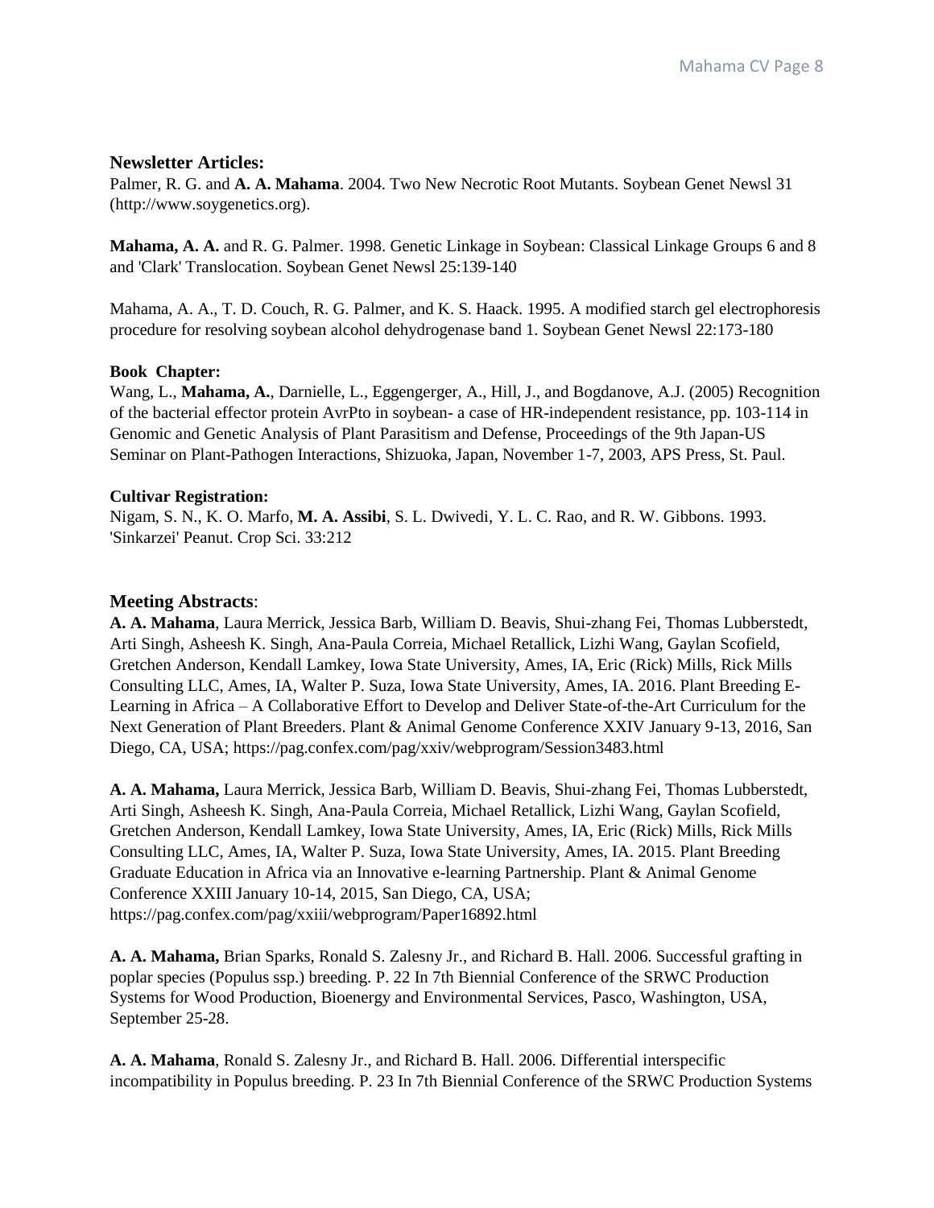## Newsletter Articles:

Palmer, R. G. and **A. A. Mahama**. 2004. Two New Necrotic Root Mutants. Soybean Genet Newsl 31 (http://www.soygenetics.org).

**Mahama, A. A.** and R. G. Palmer. 1998. Genetic Linkage in Soybean: Classical Linkage Groups 6 and 8 and 'Clark' Translocation. Soybean Genet Newsl 25:139-140

Mahama, A. A., T. D. Couch, R. G. Palmer, and K. S. Haack. 1995. A modified starch gel electrophoresis procedure for resolving soybean alcohol dehydrogenase band 1. Soybean Genet Newsl 22:173-180

### Book Chapter:

Wang, L., **Mahama, A.**, Darnielle, L., Eggengerger, A., Hill, J., and Bogdanove, A.J. (2005) Recognition of the bacterial effector protein AvrPto in soybean- a case of HR-independent resistance, pp. 103-114 in Genomic and Genetic Analysis of Plant Parasitism and Defense, Proceedings of the 9th Japan-US Seminar on Plant-Pathogen Interactions, Shizuoka, Japan, November 1-7, 2003, APS Press, St. Paul.

### Cultivar Registration:

Nigam, S. N., K. O. Marfo, **M. A. Assibi**, S. L. Dwivedi, Y. L. C. Rao, and R. W. Gibbons. 1993. 'Sinkarzei' Peanut. Crop Sci. 33:212

## Meeting Abstracts:

**A. A. Mahama**, Laura Merrick, Jessica Barb, William D. Beavis, Shui-zhang Fei, Thomas Lubberstedt, Arti Singh, Asheesh K. Singh, Ana-Paula Correia, Michael Retallick, Lizhi Wang, Gaylan Scofield, Gretchen Anderson, Kendall Lamkey, Iowa State University, Ames, IA, Eric (Rick) Mills, Rick Mills Consulting LLC, Ames, IA, Walter P. Suza, Iowa State University, Ames, IA. 2016. Plant Breeding E-Learning in Africa – A Collaborative Effort to Develop and Deliver State-of-the-Art Curriculum for the Next Generation of Plant Breeders. Plant & Animal Genome Conference XXIV January 9-13, 2016, San Diego, CA, USA; https://pag.confex.com/pag/xxiv/webprogram/Session3483.html

**A. A. Mahama,** Laura Merrick, Jessica Barb, William D. Beavis, Shui-zhang Fei, Thomas Lubberstedt, Arti Singh, Asheesh K. Singh, Ana-Paula Correia, Michael Retallick, Lizhi Wang, Gaylan Scofield, Gretchen Anderson, Kendall Lamkey, Iowa State University, Ames, IA, Eric (Rick) Mills, Rick Mills Consulting LLC, Ames, IA, Walter P. Suza, Iowa State University, Ames, IA. 2015. Plant Breeding Graduate Education in Africa via an Innovative e-learning Partnership. Plant & Animal Genome Conference XXIII January 10-14, 2015, San Diego, CA, USA; https://pag.confex.com/pag/xxiii/webprogram/Paper16892.html

**A. A. Mahama,** Brian Sparks, Ronald S. Zalesny Jr., and Richard B. Hall. 2006. Successful grafting in poplar species (Populus ssp.) breeding. P. 22 In 7th Biennial Conference of the SRWC Production Systems for Wood Production, Bioenergy and Environmental Services, Pasco, Washington, USA, September 25-28.

**A. A. Mahama**, Ronald S. Zalesny Jr., and Richard B. Hall. 2006. Differential interspecific incompatibility in Populus breeding. P. 23 In 7th Biennial Conference of the SRWC Production Systems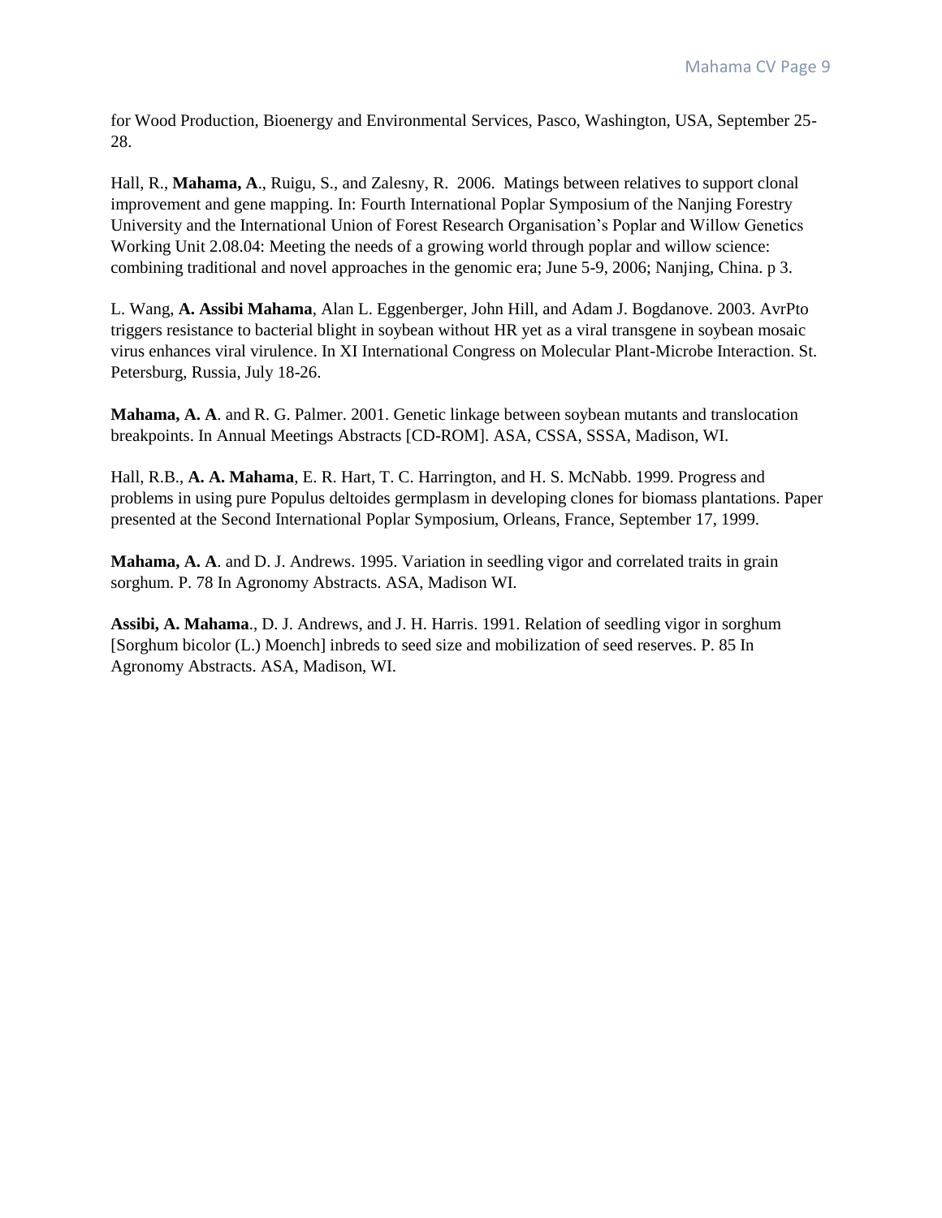for Wood Production, Bioenergy and Environmental Services, Pasco, Washington, USA, September 25-28.

Hall, R., **Mahama, A**., Ruigu, S., and Zalesny, R. 2006. Matings between relatives to support clonal improvement and gene mapping. In: Fourth International Poplar Symposium of the Nanjing Forestry University and the International Union of Forest Research Organisation's Poplar and Willow Genetics Working Unit 2.08.04: Meeting the needs of a growing world through poplar and willow science: combining traditional and novel approaches in the genomic era; June 5-9, 2006; Nanjing, China. p 3.

L. Wang, **A. Assibi Mahama**, Alan L. Eggenberger, John Hill, and Adam J. Bogdanove. 2003. AvrPto triggers resistance to bacterial blight in soybean without HR yet as a viral transgene in soybean mosaic virus enhances viral virulence. In XI International Congress on Molecular Plant-Microbe Interaction. St. Petersburg, Russia, July 18-26.

**Mahama, A. A**. and R. G. Palmer. 2001. Genetic linkage between soybean mutants and translocation breakpoints. In Annual Meetings Abstracts [CD-ROM]. ASA, CSSA, SSSA, Madison, WI.

Hall, R.B., **A. A. Mahama**, E. R. Hart, T. C. Harrington, and H. S. McNabb. 1999. Progress and problems in using pure Populus deltoides germplasm in developing clones for biomass plantations. Paper presented at the Second International Poplar Symposium, Orleans, France, September 17, 1999.

**Mahama, A. A**. and D. J. Andrews. 1995. Variation in seedling vigor and correlated traits in grain sorghum. P. 78 In Agronomy Abstracts. ASA, Madison WI.

**Assibi, A. Mahama**., D. J. Andrews, and J. H. Harris. 1991. Relation of seedling vigor in sorghum [Sorghum bicolor (L.) Moench] inbreds to seed size and mobilization of seed reserves. P. 85 In Agronomy Abstracts. ASA, Madison, WI.